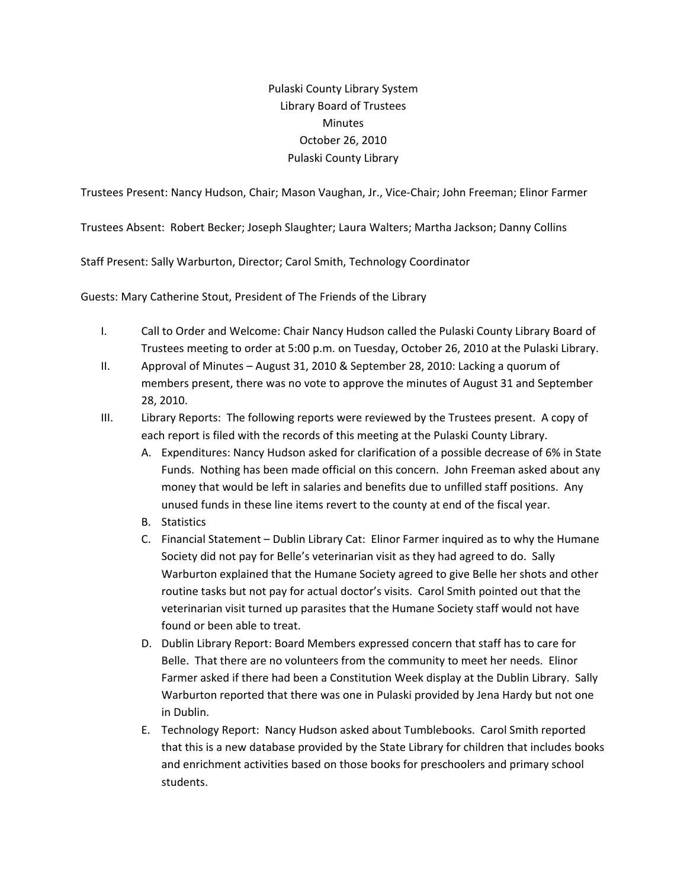Pulaski County Library System
Library Board of Trustees
Minutes
October 26, 2010
Pulaski County Library

Trustees Present: Nancy Hudson, Chair; Mason Vaughan, Jr., Vice-Chair; John Freeman; Elinor Farmer

Trustees Absent: Robert Becker; Joseph Slaughter; Laura Walters; Martha Jackson; Danny Collins

Staff Present: Sally Warburton, Director; Carol Smith, Technology Coordinator

Guests: Mary Catherine Stout, President of The Friends of the Library

I. Call to Order and Welcome: Chair Nancy Hudson called the Pulaski County Library Board of Trustees meeting to order at 5:00 p.m. on Tuesday, October 26, 2010 at the Pulaski Library.

II. Approval of Minutes – August 31, 2010 & September 28, 2010: Lacking a quorum of members present, there was no vote to approve the minutes of August 31 and September 28, 2010.

III. Library Reports: The following reports were reviewed by the Trustees present. A copy of each report is filed with the records of this meeting at the Pulaski County Library.

   A. Expenditures: Nancy Hudson asked for clarification of a possible decrease of 6% in State Funds. Nothing has been made official on this concern. John Freeman asked about any money that would be left in salaries and benefits due to unfilled staff positions. Any unused funds in these line items revert to the county at end of the fiscal year.

   B. Statistics

   C. Financial Statement – Dublin Library Cat: Elinor Farmer inquired as to why the Humane Society did not pay for Belle's veterinarian visit as they had agreed to do. Sally Warburton explained that the Humane Society agreed to give Belle her shots and other routine tasks but not pay for actual doctor's visits. Carol Smith pointed out that the veterinarian visit turned up parasites that the Humane Society staff would not have found or been able to treat.

   D. Dublin Library Report: Board Members expressed concern that staff has to care for Belle. That there are no volunteers from the community to meet her needs. Elinor Farmer asked if there had been a Constitution Week display at the Dublin Library. Sally Warburton reported that there was one in Pulaski provided by Jena Hardy but not one in Dublin.

   E. Technology Report: Nancy Hudson asked about Tumblebooks. Carol Smith reported that this is a new database provided by the State Library for children that includes books and enrichment activities based on those books for preschoolers and primary school students.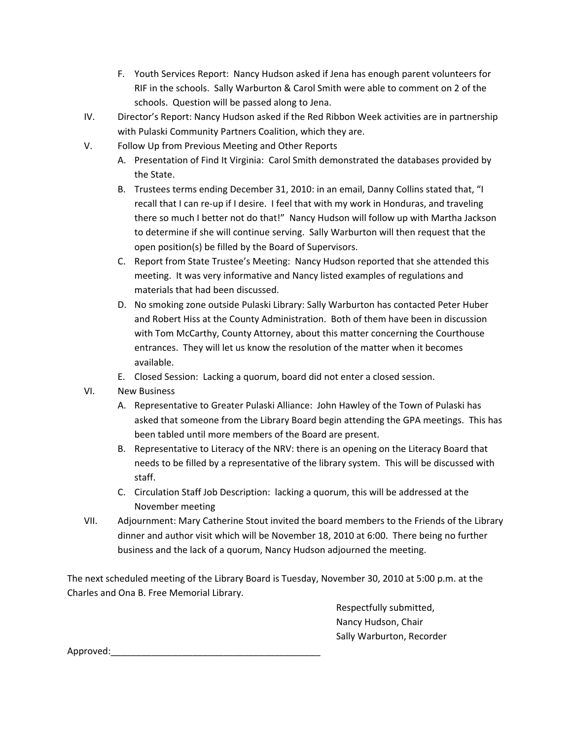F. Youth Services Report: Nancy Hudson asked if Jena has enough parent volunteers for RIF in the schools. Sally Warburton & Carol Smith were able to comment on 2 of the schools. Question will be passed along to Jena.

IV. Director's Report: Nancy Hudson asked if the Red Ribbon Week activities are in partnership with Pulaski Community Partners Coalition, which they are.

V. Follow Up from Previous Meeting and Other Reports

A. Presentation of Find It Virginia: Carol Smith demonstrated the databases provided by the State.

B. Trustees terms ending December 31, 2010: in an email, Danny Collins stated that, "I recall that I can re-up if I desire. I feel that with my work in Honduras, and traveling there so much I better not do that!" Nancy Hudson will follow up with Martha Jackson to determine if she will continue serving. Sally Warburton will then request that the open position(s) be filled by the Board of Supervisors.

C. Report from State Trustee's Meeting: Nancy Hudson reported that she attended this meeting. It was very informative and Nancy listed examples of regulations and materials that had been discussed.

D. No smoking zone outside Pulaski Library: Sally Warburton has contacted Peter Huber and Robert Hiss at the County Administration. Both of them have been in discussion with Tom McCarthy, County Attorney, about this matter concerning the Courthouse entrances. They will let us know the resolution of the matter when it becomes available.

E. Closed Session: Lacking a quorum, board did not enter a closed session.

VI. New Business

A. Representative to Greater Pulaski Alliance: John Hawley of the Town of Pulaski has asked that someone from the Library Board begin attending the GPA meetings. This has been tabled until more members of the Board are present.

B. Representative to Literacy of the NRV: there is an opening on the Literacy Board that needs to be filled by a representative of the library system. This will be discussed with staff.

C. Circulation Staff Job Description: lacking a quorum, this will be addressed at the November meeting

VII. Adjournment: Mary Catherine Stout invited the board members to the Friends of the Library dinner and author visit which will be November 18, 2010 at 6:00. There being no further business and the lack of a quorum, Nancy Hudson adjourned the meeting.

The next scheduled meeting of the Library Board is Tuesday, November 30, 2010 at 5:00 p.m. at the Charles and Ona B. Free Memorial Library.

Respectfully submitted,
Nancy Hudson, Chair
Sally Warburton, Recorder

Approved:_________________________________________